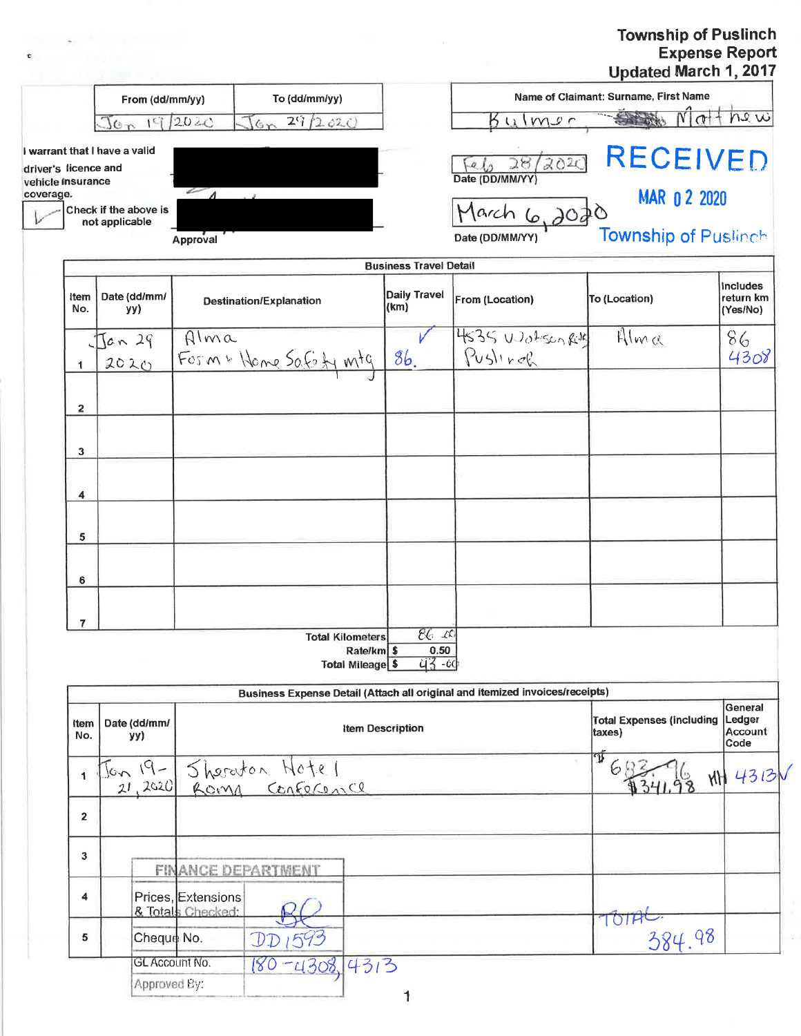# Township of Puslinch
## Expense Report
Updated March 1, 2017

| From (dd/mm/yy) | To (dd/mm/yy) |
|---|---|
| Jan 19/2020 | Jan 29/2020 |

Name of Claimant: Surname, First Name: Bulmer, Matthew

I warrant that I have a valid driver's licence and vehicle insurance coverage.

✓ Check if the above is not applicable

Approval

Date (DD/MM/YY): Feb 28/2020

Date (DD/MM/YY): March 6, 2020

RECEIVED
MAR 02 2020
Township of Puslinch

**Business Travel Detail**

| Item No. | Date (dd/mm/yy) | Destination/Explanation | Daily Travel (km) | From (Location) | To (Location) | Includes return km (Yes/No) |
|---|---|---|---|---|---|---|
| 1 | Jan 29 2020 | Alma Farm & Home Safety mtg | ✓ 86. | 4535 Watson Rd Puslinch | Alma | 86 4308 |
| 2 | | | | | | |
| 3 | | | | | | |
| 4 | | | | | | |
| 5 | | | | | | |
| 6 | | | | | | |
| 7 | | | | | | |

| | |
|---|---|
| Total Kilometers | 86.00 |
| Rate/km | $ 0.50 |
| Total Mileage | $ 43.00 |

**Business Expense Detail (Attach all original and itemized invoices/receipts)**

| Item No. | Date (dd/mm/yy) | Item Description | Total Expenses (including taxes) | General Ledger Account Code |
|---|---|---|---|---|
| 1 | Jan 19-21, 2020 | Sheraton Hotel ROMA Conference | ~~$683.96~~ $341.98 | HH 4313✓ |
| 2 | | | | |
| 3 | | | | |
| 4 | | | | |
| 5 | | | TOTAL 384.98 | |

| FINANCE DEPARTMENT | |
|---|---|
| Prices, Extensions & Totals Checked: | BC |
| Cheque No. | DD 1593 |
| GL Account No. | 180-4308, 4313 |
| Approved By: | |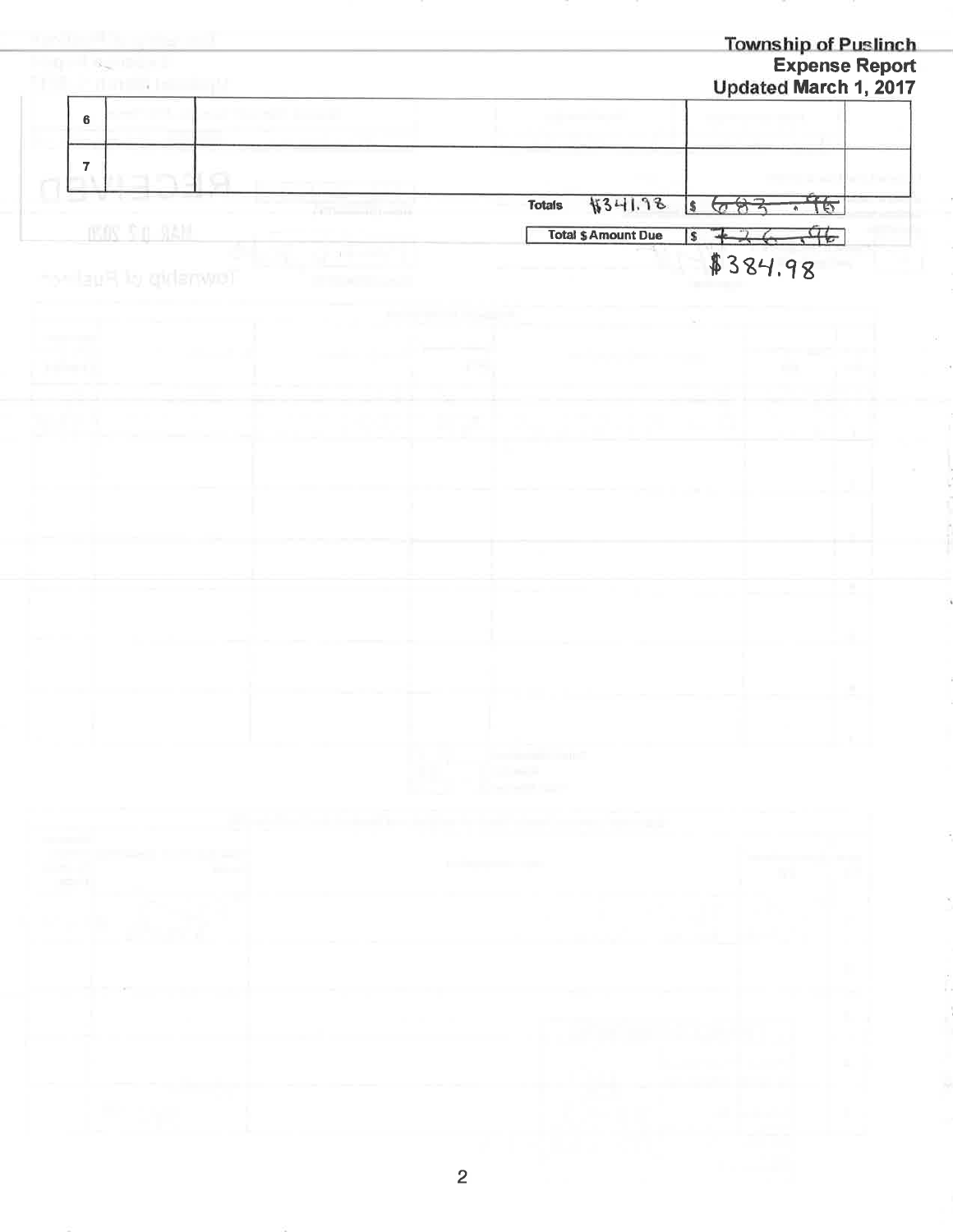**Township of Puslinch**
**Expense Report**
**Updated March 1, 2017**

| | | | | |
|---|---|---|---|---|
| 6 | | | | |
| 7 | | | | |

| | | |
|---|---|---|
| **Totals** | $341.98 | $ ~~683.96~~ |
| **Total $ Amount Due** | | $ ~~726.96~~ |
| | | $384.98 |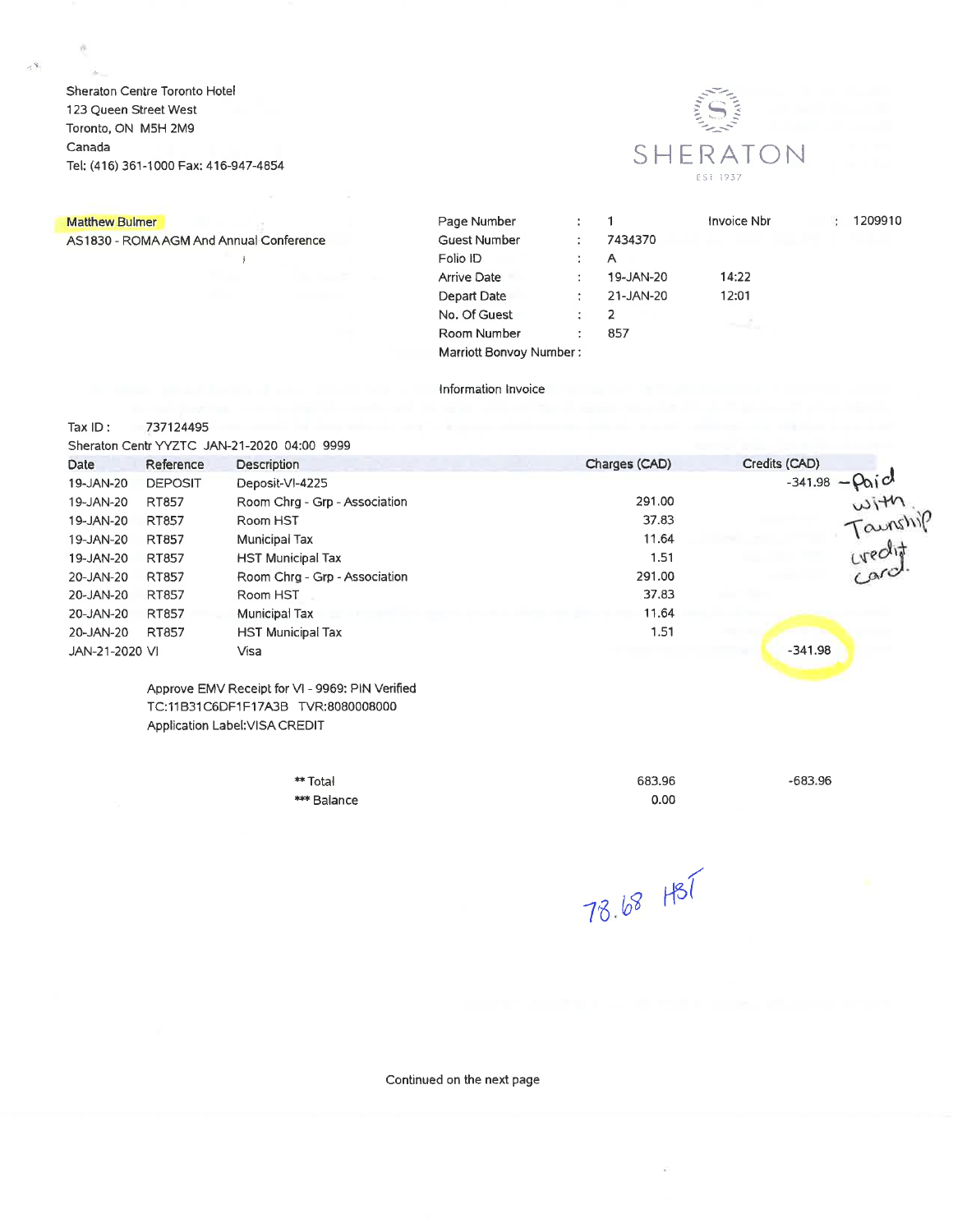Sheraton Centre Toronto Hotel
123 Queen Street West
Toronto, ON M5H 2M9
Canada
Tel: (416) 361-1000 Fax: 416-947-4854

SHERATON
EST 1937

Matthew Bulmer
AS1830 - ROMA AGM And Annual Conference

| | | | | |
|---|---|---|---|---|
| Page Number | : | 1 | Invoice Nbr | : 1209910 |
| Guest Number | : | 7434370 | | |
| Folio ID | : | A | | |
| Arrive Date | : | 19-JAN-20 | 14:22 | |
| Depart Date | : | 21-JAN-20 | 12:01 | |
| No. Of Guest | : | 2 | | |
| Room Number | : | 857 | | |
| Marriott Bonvoy Number : | | | | |

Information Invoice

Tax ID : 737124495
Sheraton Centr YYZTC JAN-21-2020 04:00 9999

| Date | Reference | Description | Charges (CAD) | Credits (CAD) |
|---|---|---|---|---|
| 19-JAN-20 | DEPOSIT | Deposit-VI-4225 | | -341.98 – Paid with Township credit card. |
| 19-JAN-20 | RT857 | Room Chrg - Grp - Association | 291.00 | |
| 19-JAN-20 | RT857 | Room HST | 37.83 | |
| 19-JAN-20 | RT857 | Municipal Tax | 11.64 | |
| 19-JAN-20 | RT857 | HST Municipal Tax | 1.51 | |
| 20-JAN-20 | RT857 | Room Chrg - Grp - Association | 291.00 | |
| 20-JAN-20 | RT857 | Room HST | 37.83 | |
| 20-JAN-20 | RT857 | Municipal Tax | 11.64 | |
| 20-JAN-20 | RT857 | HST Municipal Tax | 1.51 | |
| JAN-21-2020 | VI | Visa | | -341.98 |

Approve EMV Receipt for VI - 9969: PIN Verified
TC:11B31C6DF1F17A3B TVR:8080008000
Application Label:VISA CREDIT

| | Charges (CAD) | Credits (CAD) |
|---|---|---|
| ** Total | 683.96 | -683.96 |
| *** Balance | 0.00 | |

78.68 HST

Continued on the next page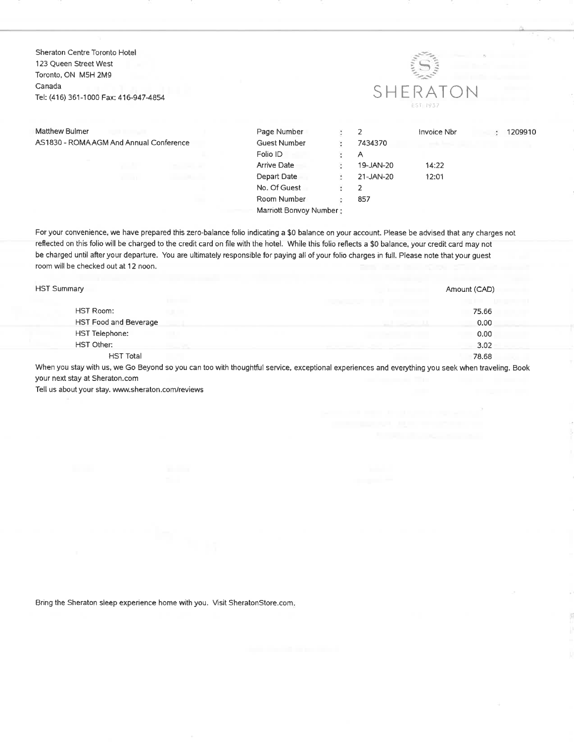Sheraton Centre Toronto Hotel
123 Queen Street West
Toronto, ON M5H 2M9
Canada
Tel: (416) 361-1000 Fax: 416-947-4854

SHERATON
EST. 1937

Matthew Bulmer
AS1830 - ROMA AGM And Annual Conference

| | | | | | |
|---|---|---|---|---|---|
| Page Number | : | 2 | | Invoice Nbr | : 1209910 |
| Guest Number | : | 7434370 | | | |
| Folio ID | : | A | | | |
| Arrive Date | : | 19-JAN-20 | 14:22 | | |
| Depart Date | : | 21-JAN-20 | 12:01 | | |
| No. Of Guest | : | 2 | | | |
| Room Number | : | 857 | | | |
| Marriott Bonvoy Number | : | | | | |

For your convenience, we have prepared this zero-balance folio indicating a $0 balance on your account. Please be advised that any charges not reflected on this folio will be charged to the credit card on file with the hotel. While this folio reflects a $0 balance, your credit card may not be charged until after your departure. You are ultimately responsible for paying all of your folio charges in full. Please note that your guest room will be checked out at 12 noon.

| HST Summary | Amount (CAD) |
|---|---|
| HST Room: | 75.66 |
| HST Food and Beverage | 0.00 |
| HST Telephone: | 0.00 |
| HST Other: | 3.02 |
| HST Total | 78.68 |

When you stay with us, we Go Beyond so you can too with thoughtful service, exceptional experiences and everything you seek when traveling. Book your next stay at Sheraton.com

Tell us about your stay. www.sheraton.com/reviews

Bring the Sheraton sleep experience home with you. Visit SheratonStore.com.